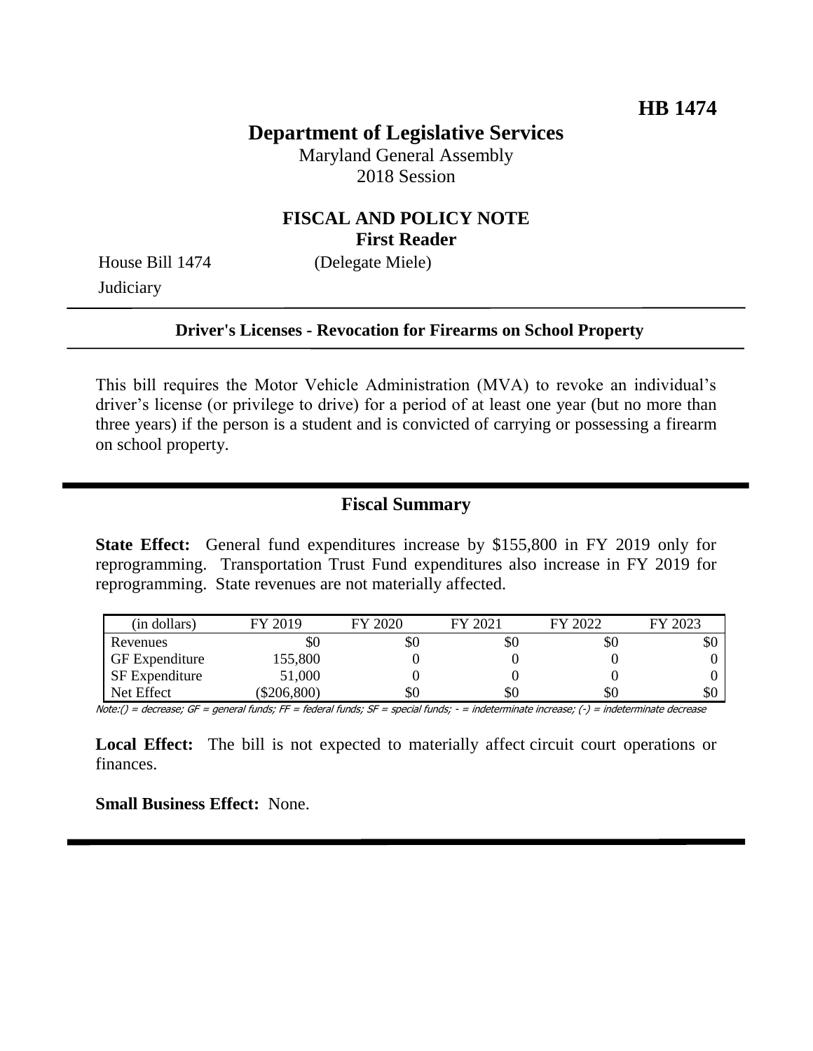**HB 1474**

# Department of Legislative Services

Maryland General Assembly
2018 Session

## FISCAL AND POLICY NOTE
**First Reader**

House Bill 1474 (Delegate Miele)
Judiciary

**Driver's Licenses - Revocation for Firearms on School Property**

This bill requires the Motor Vehicle Administration (MVA) to revoke an individual's driver's license (or privilege to drive) for a period of at least one year (but no more than three years) if the person is a student and is convicted of carrying or possessing a firearm on school property.

## Fiscal Summary

**State Effect:** General fund expenditures increase by $155,800 in FY 2019 only for reprogramming. Transportation Trust Fund expenditures also increase in FY 2019 for reprogramming. State revenues are not materially affected.

| (in dollars) | FY 2019 | FY 2020 | FY 2021 | FY 2022 | FY 2023 |
|---|---|---|---|---|---|
| Revenues | $0 | $0 | $0 | $0 | $0 |
| GF Expenditure | 155,800 | 0 | 0 | 0 | 0 |
| SF Expenditure | 51,000 | 0 | 0 | 0 | 0 |
| Net Effect | ($206,800) | $0 | $0 | $0 | $0 |

Note:() = decrease; GF = general funds; FF = federal funds; SF = special funds; - = indeterminate increase; (-) = indeterminate decrease

**Local Effect:** The bill is not expected to materially affect circuit court operations or finances.

**Small Business Effect:** None.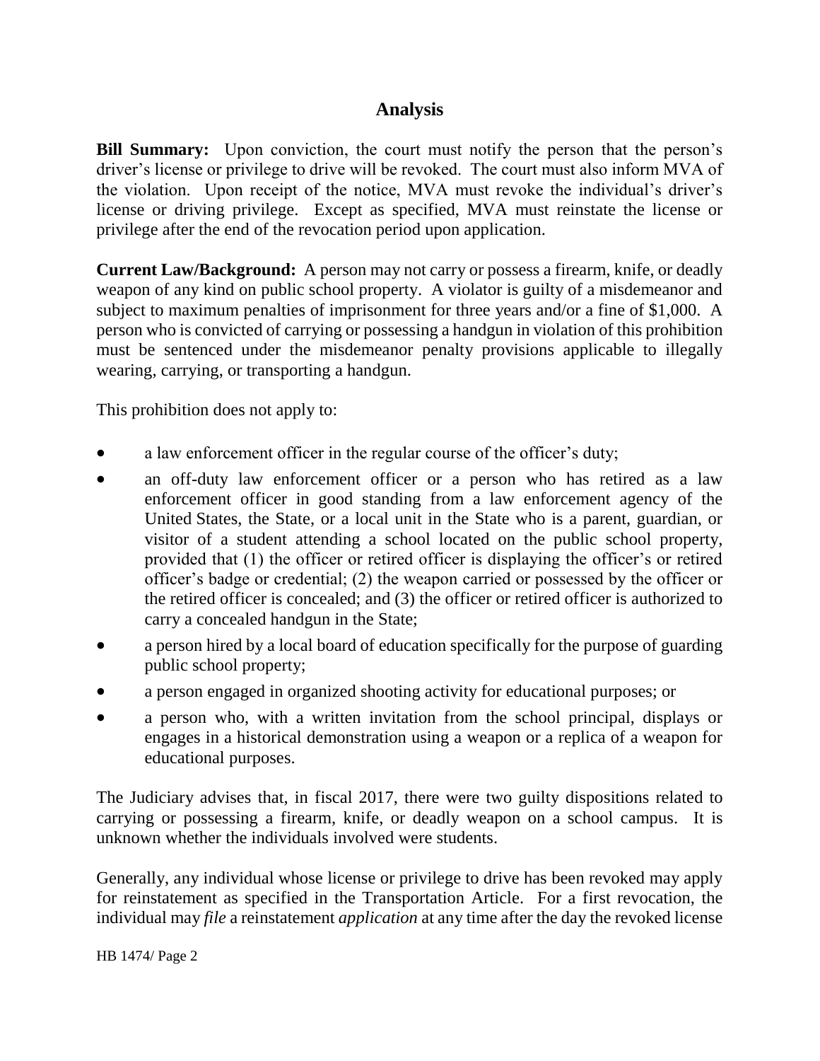## Analysis

**Bill Summary:** Upon conviction, the court must notify the person that the person's driver's license or privilege to drive will be revoked. The court must also inform MVA of the violation. Upon receipt of the notice, MVA must revoke the individual's driver's license or driving privilege. Except as specified, MVA must reinstate the license or privilege after the end of the revocation period upon application.

**Current Law/Background:** A person may not carry or possess a firearm, knife, or deadly weapon of any kind on public school property. A violator is guilty of a misdemeanor and subject to maximum penalties of imprisonment for three years and/or a fine of $1,000. A person who is convicted of carrying or possessing a handgun in violation of this prohibition must be sentenced under the misdemeanor penalty provisions applicable to illegally wearing, carrying, or transporting a handgun.

This prohibition does not apply to:

- a law enforcement officer in the regular course of the officer's duty;
- an off-duty law enforcement officer or a person who has retired as a law enforcement officer in good standing from a law enforcement agency of the United States, the State, or a local unit in the State who is a parent, guardian, or visitor of a student attending a school located on the public school property, provided that (1) the officer or retired officer is displaying the officer's or retired officer's badge or credential; (2) the weapon carried or possessed by the officer or the retired officer is concealed; and (3) the officer or retired officer is authorized to carry a concealed handgun in the State;
- a person hired by a local board of education specifically for the purpose of guarding public school property;
- a person engaged in organized shooting activity for educational purposes; or
- a person who, with a written invitation from the school principal, displays or engages in a historical demonstration using a weapon or a replica of a weapon for educational purposes.

The Judiciary advises that, in fiscal 2017, there were two guilty dispositions related to carrying or possessing a firearm, knife, or deadly weapon on a school campus. It is unknown whether the individuals involved were students.

Generally, any individual whose license or privilege to drive has been revoked may apply for reinstatement as specified in the Transportation Article. For a first revocation, the individual may *file* a reinstatement *application* at any time after the day the revoked license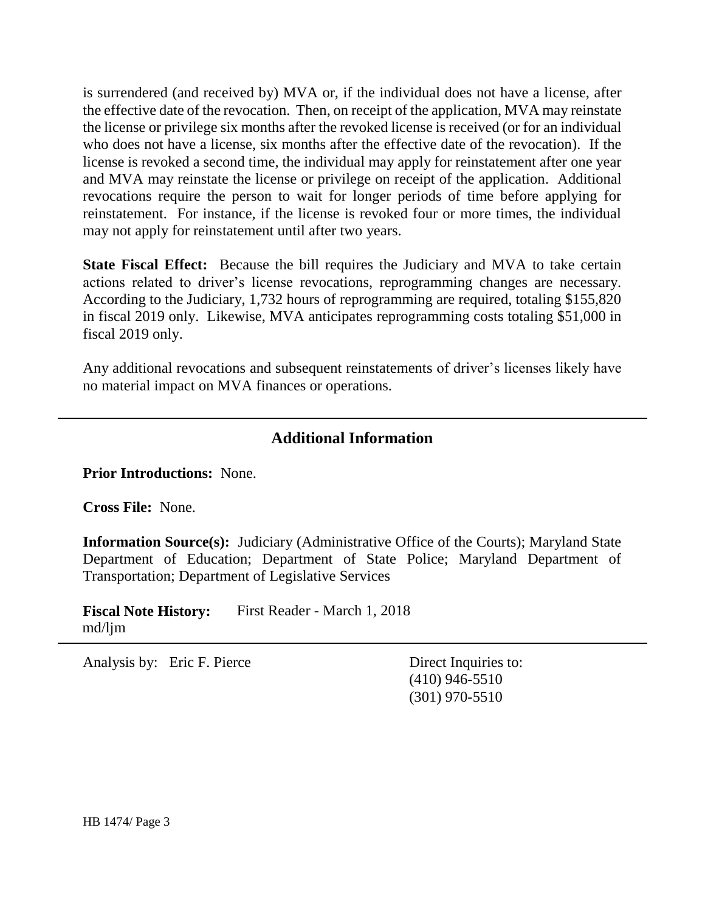is surrendered (and received by) MVA or, if the individual does not have a license, after the effective date of the revocation. Then, on receipt of the application, MVA may reinstate the license or privilege six months after the revoked license is received (or for an individual who does not have a license, six months after the effective date of the revocation). If the license is revoked a second time, the individual may apply for reinstatement after one year and MVA may reinstate the license or privilege on receipt of the application. Additional revocations require the person to wait for longer periods of time before applying for reinstatement. For instance, if the license is revoked four or more times, the individual may not apply for reinstatement until after two years.

**State Fiscal Effect:** Because the bill requires the Judiciary and MVA to take certain actions related to driver's license revocations, reprogramming changes are necessary. According to the Judiciary, 1,732 hours of reprogramming are required, totaling $155,820 in fiscal 2019 only. Likewise, MVA anticipates reprogramming costs totaling $51,000 in fiscal 2019 only.

Any additional revocations and subsequent reinstatements of driver's licenses likely have no material impact on MVA finances or operations.

## Additional Information

**Prior Introductions:** None.

**Cross File:** None.

**Information Source(s):** Judiciary (Administrative Office of the Courts); Maryland State Department of Education; Department of State Police; Maryland Department of Transportation; Department of Legislative Services

**Fiscal Note History:** First Reader - March 1, 2018
md/ljm

Analysis by: Eric F. Pierce

Direct Inquiries to:
(410) 946-5510
(301) 970-5510